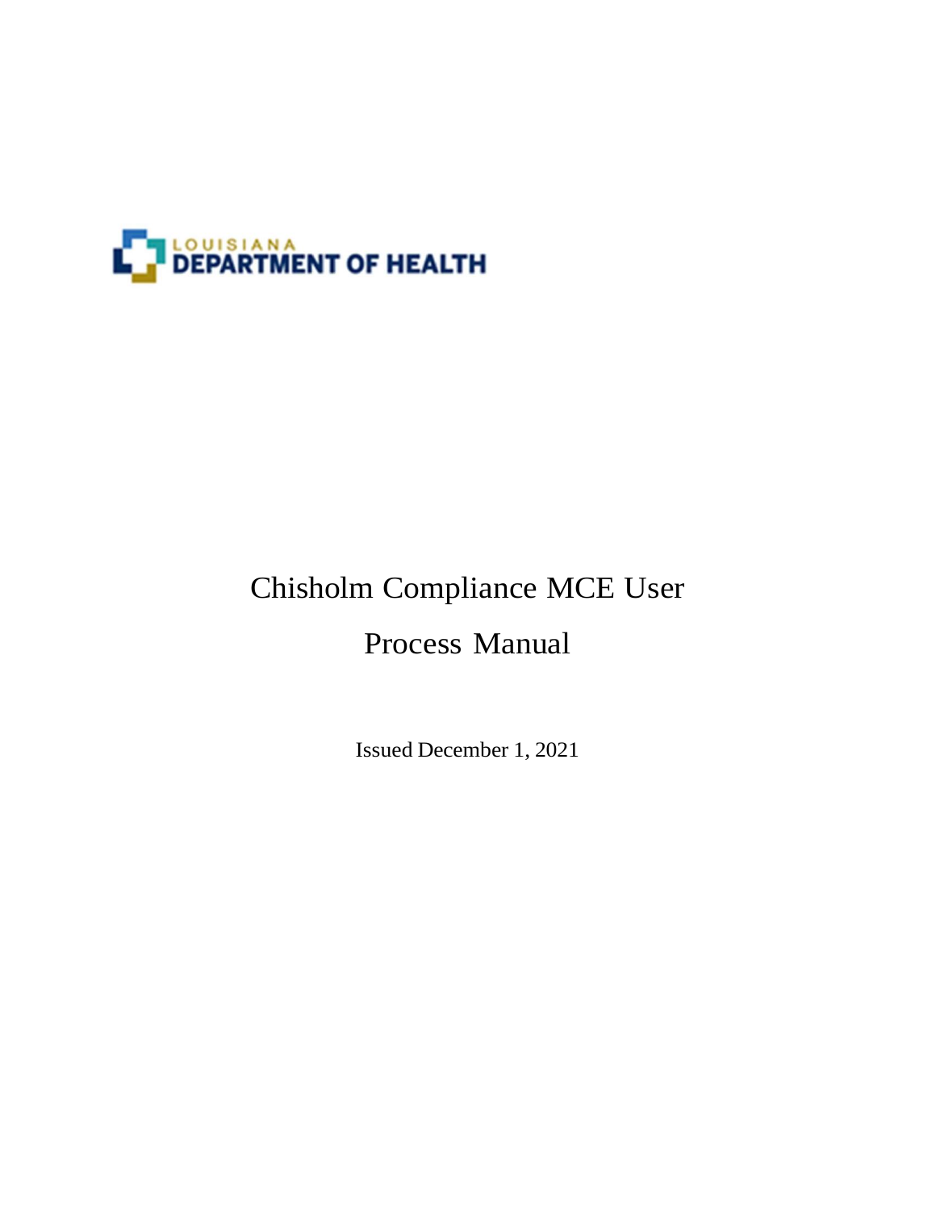LOUISIANA
DEPARTMENT OF HEALTH

# Chisholm Compliance MCE User Process Manual

Issued December 1, 2021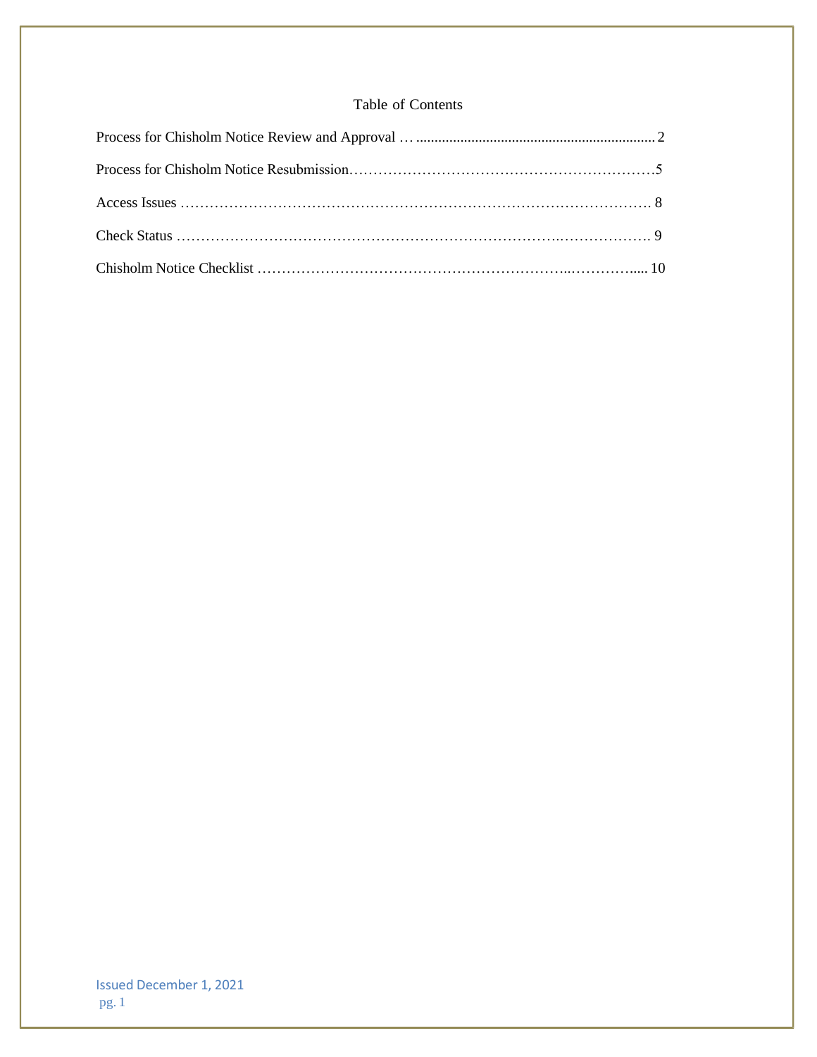# Table of Contents

Process for Chisholm Notice Review and Approval … ........................................................................ 2

Process for Chisholm Notice Resubmission……………………………………………………5

Access Issues ………………………………………………………………………………………. 8

Check Status ……………………………………………………………….………………. 9

Chisholm Notice Checklist …………………………………………………...………….... 10

Issued December 1, 2021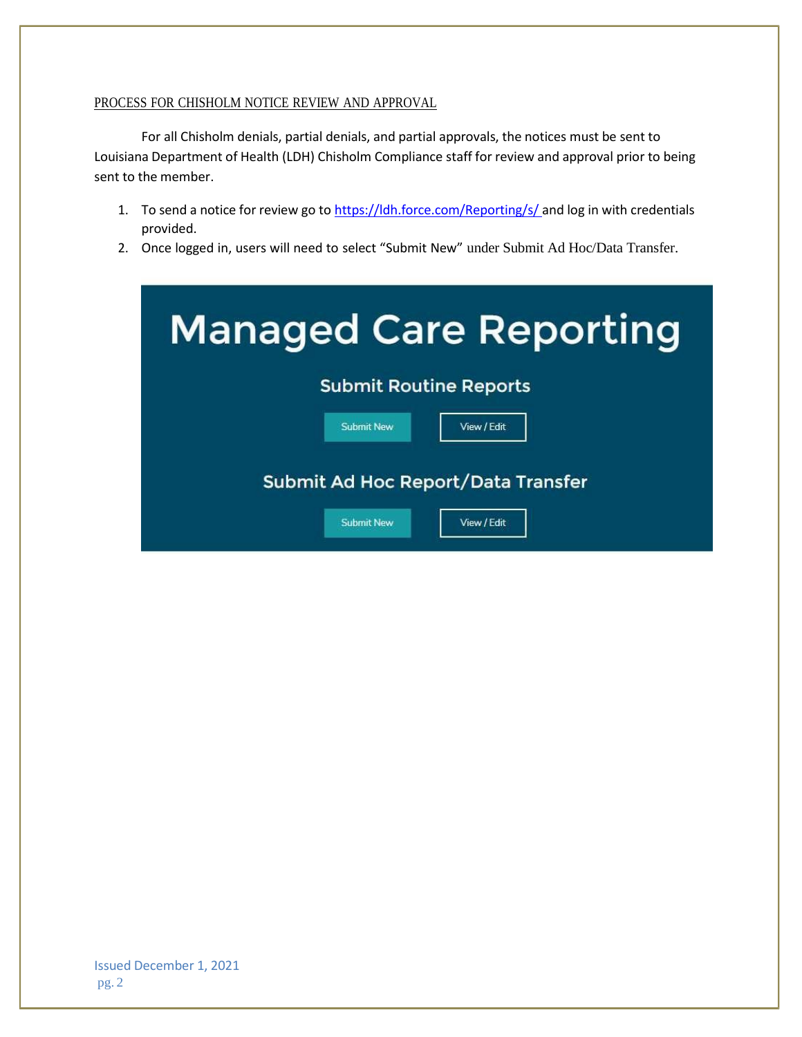PROCESS FOR CHISHOLM NOTICE REVIEW AND APPROVAL

For all Chisholm denials, partial denials, and partial approvals, the notices must be sent to Louisiana Department of Health (LDH) Chisholm Compliance staff for review and approval prior to being sent to the member.

1. To send a notice for review go to https://ldh.force.com/Reporting/s/ and log in with credentials provided.
2. Once logged in, users will need to select "Submit New" under Submit Ad Hoc/Data Transfer.

Managed Care Reporting

Submit Routine Reports

Submit New    View / Edit

Submit Ad Hoc Report/Data Transfer

Submit New    View / Edit

Issued December 1, 2021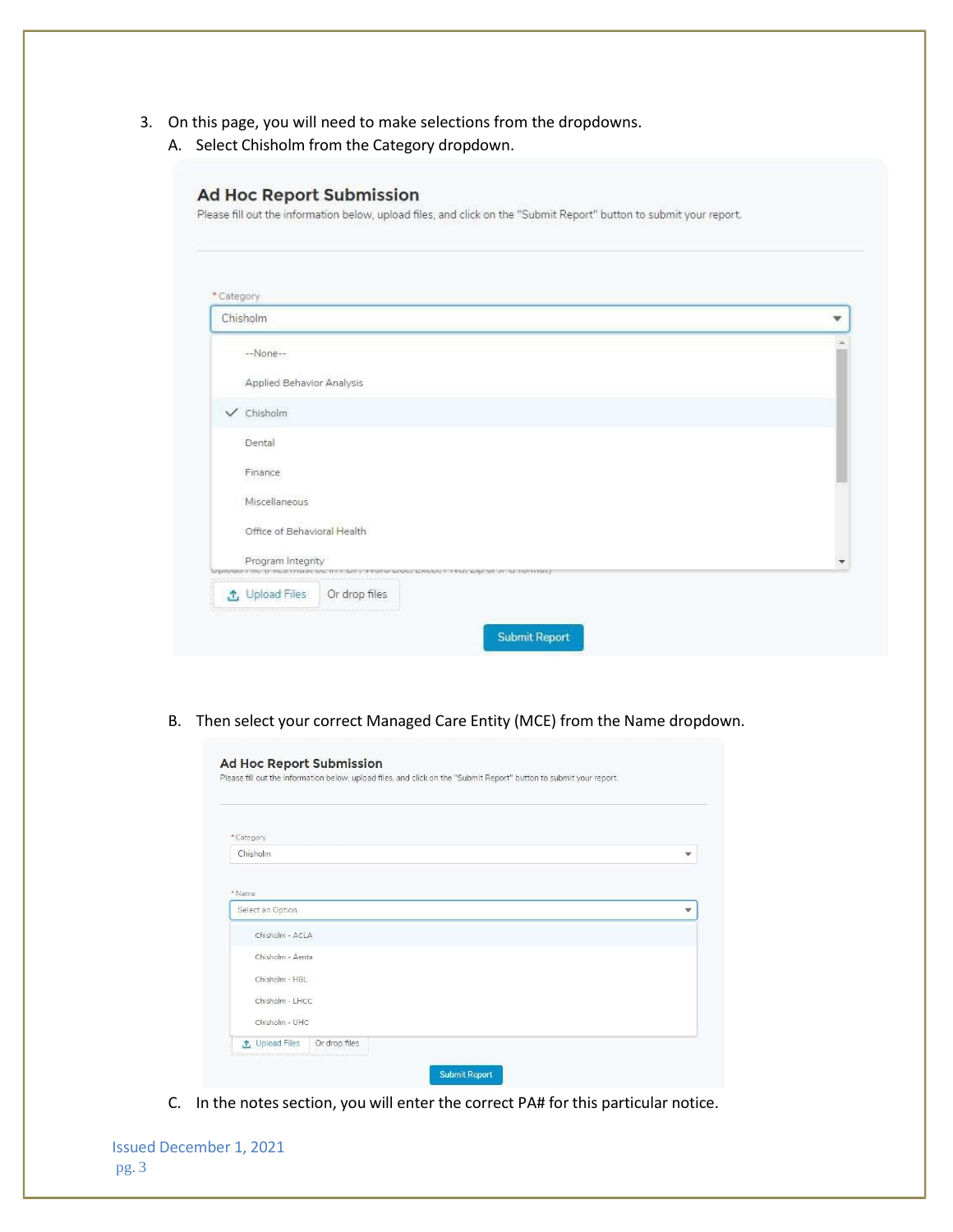3. On this page, you will need to make selections from the dropdowns.

   A. Select Chisholm from the Category dropdown.

**Ad Hoc Report Submission**

Please fill out the information below, upload files, and click on the "Submit Report" button to submit your report.

* Category

Chisholm

- --None--
- Applied Behavior Analysis
- ✓ Chisholm
- Dental
- Finance
- Miscellaneous
- Office of Behavioral Health
- Program Integrity

Upload Files   Or drop files

Submit Report

   B. Then select your correct Managed Care Entity (MCE) from the Name dropdown.

**Ad Hoc Report Submission**

Please fill out the information below, upload files, and click on the "Submit Report" button to submit your report.

* Category

Chisholm

* Name

Select an Option

- Chisholm - ACLA
- Chisholm - Aenta
- Chisholm - HBL
- Chisholm - LHCC
- Chisholm - UHC

Upload Files   Or drop files

Submit Report

   C. In the notes section, you will enter the correct PA# for this particular notice.

Issued December 1, 2021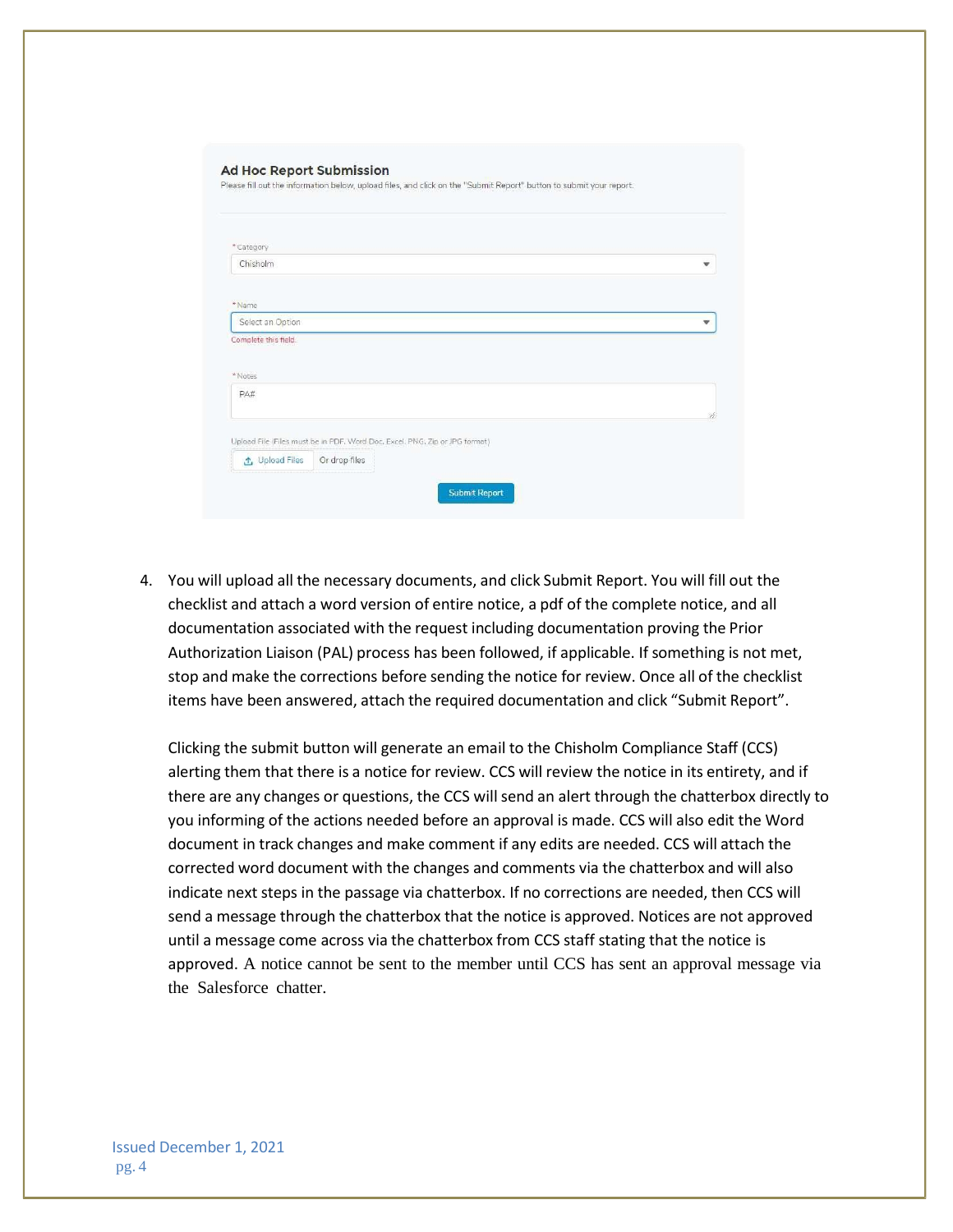**Ad Hoc Report Submission**

Please fill out the information below, upload files, and click on the "Submit Report" button to submit your report.

\* Category

Chisholm

\* Name

Select an Option

Complete this field.

\* Notes

PA#

Upload File (Files must be in PDF, Word Doc, Excel, PNG, Zip or JPG format)

Upload Files Or drop files

Submit Report

4. You will upload all the necessary documents, and click Submit Report. You will fill out the checklist and attach a word version of entire notice, a pdf of the complete notice, and all documentation associated with the request including documentation proving the Prior Authorization Liaison (PAL) process has been followed, if applicable. If something is not met, stop and make the corrections before sending the notice for review. Once all of the checklist items have been answered, attach the required documentation and click "Submit Report".

   Clicking the submit button will generate an email to the Chisholm Compliance Staff (CCS) alerting them that there is a notice for review. CCS will review the notice in its entirety, and if there are any changes or questions, the CCS will send an alert through the chatterbox directly to you informing of the actions needed before an approval is made. CCS will also edit the Word document in track changes and make comment if any edits are needed. CCS will attach the corrected word document with the changes and comments via the chatterbox and will also indicate next steps in the passage via chatterbox. If no corrections are needed, then CCS will send a message through the chatterbox that the notice is approved. Notices are not approved until a message come across via the chatterbox from CCS staff stating that the notice is approved. A notice cannot be sent to the member until CCS has sent an approval message via the Salesforce chatter.

Issued December 1, 2021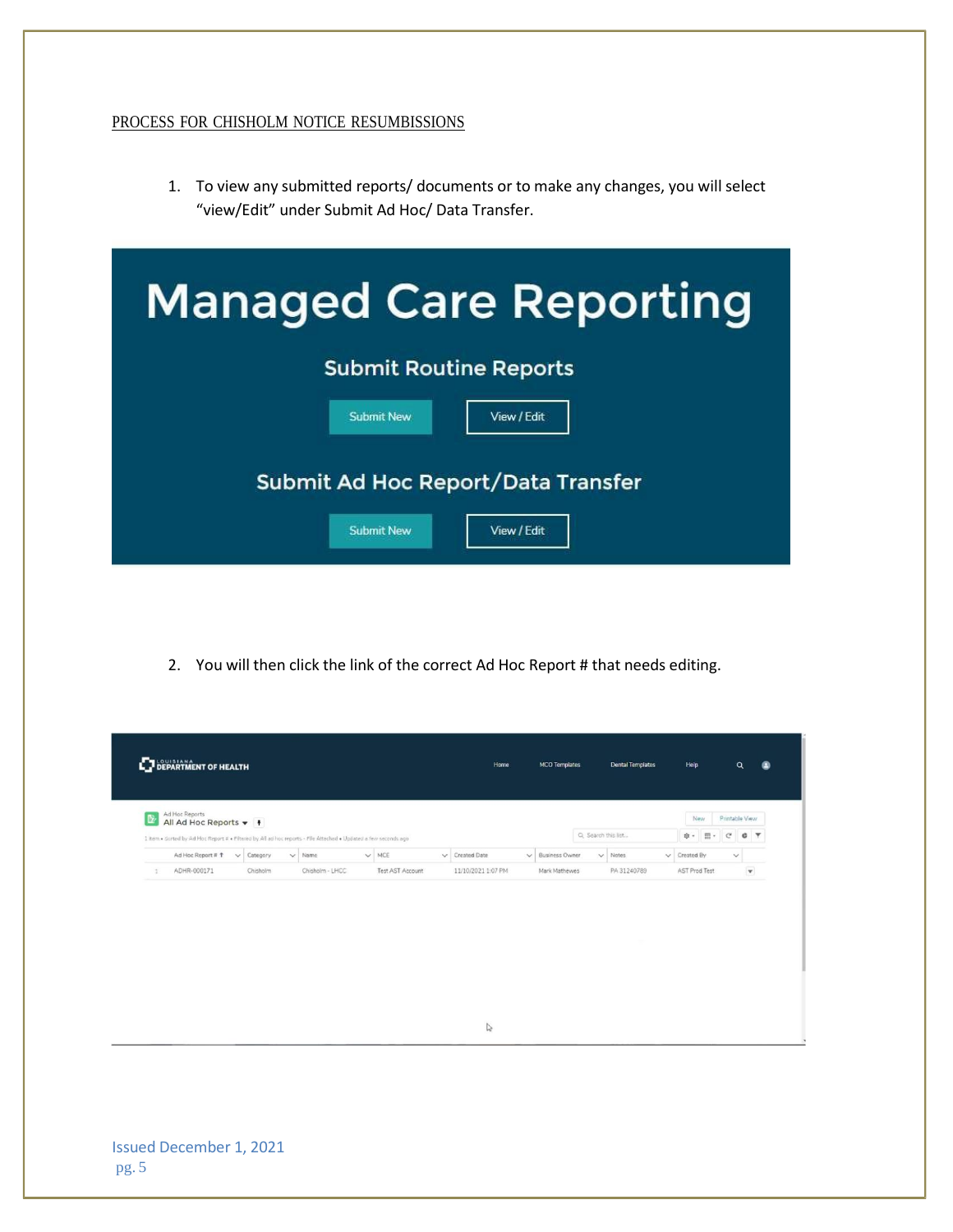PROCESS FOR CHISHOLM NOTICE RESUMBISSIONS

1. To view any submitted reports/ documents or to make any changes, you will select "view/Edit" under Submit Ad Hoc/ Data Transfer.

2. You will then click the link of the correct Ad Hoc Report # that needs editing.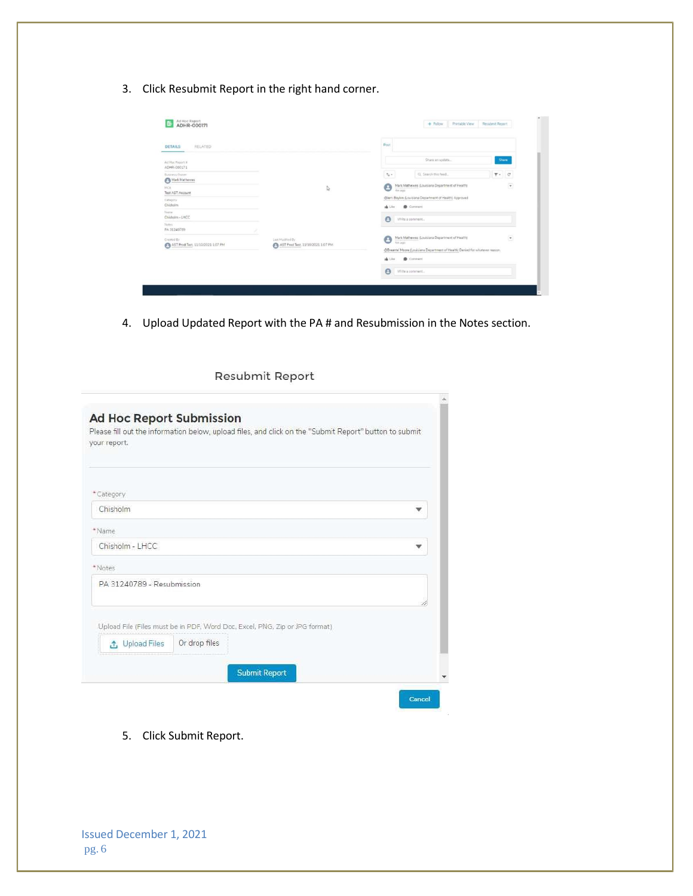3. Click Resubmit Report in the right hand corner.

4. Upload Updated Report with the PA # and Resubmission in the Notes section.

Resubmit Report

**Ad Hoc Report Submission**

Please fill out the information below, upload files, and click on the "Submit Report" button to submit your report.

\*Category

Chisholm

\*Name

Chisholm - LHCC

\*Notes

PA 31240789 - Resubmission

Upload File (Files must be in PDF, Word Doc, Excel, PNG, Zip or JPG format)

Upload Files Or drop files

Submit Report

Cancel

5. Click Submit Report.

Issued December 1, 2021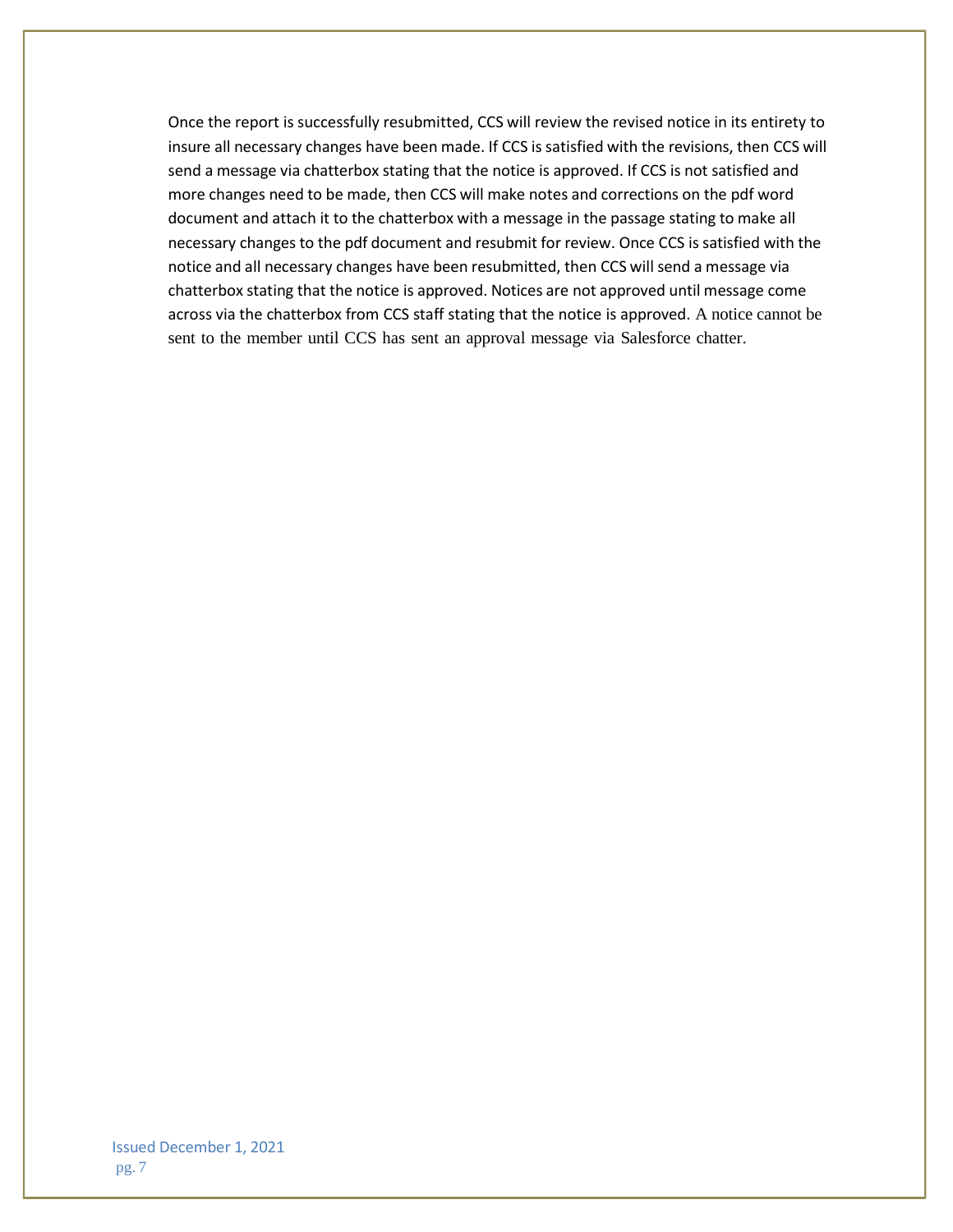Once the report is successfully resubmitted, CCS will review the revised notice in its entirety to insure all necessary changes have been made. If CCS is satisfied with the revisions, then CCS will send a message via chatterbox stating that the notice is approved. If CCS is not satisfied and more changes need to be made, then CCS will make notes and corrections on the pdf word document and attach it to the chatterbox with a message in the passage stating to make all necessary changes to the pdf document and resubmit for review. Once CCS is satisfied with the notice and all necessary changes have been resubmitted, then CCS will send a message via chatterbox stating that the notice is approved. Notices are not approved until message come across via the chatterbox from CCS staff stating that the notice is approved. A notice cannot be sent to the member until CCS has sent an approval message via Salesforce chatter.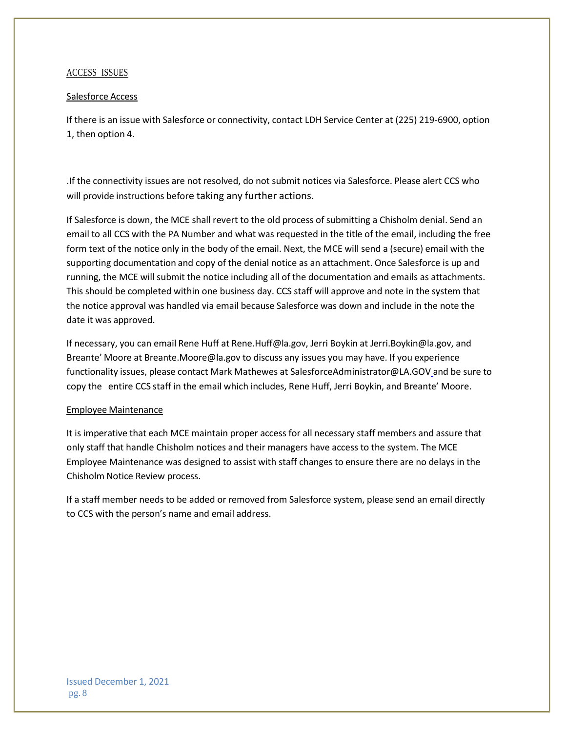## ACCESS ISSUES

### Salesforce Access

If there is an issue with Salesforce or connectivity, contact LDH Service Center at (225) 219-6900, option 1, then option 4.

.If the connectivity issues are not resolved, do not submit notices via Salesforce. Please alert CCS who will provide instructions before taking any further actions.

If Salesforce is down, the MCE shall revert to the old process of submitting a Chisholm denial. Send an email to all CCS with the PA Number and what was requested in the title of the email, including the free form text of the notice only in the body of the email. Next, the MCE will send a (secure) email with the supporting documentation and copy of the denial notice as an attachment. Once Salesforce is up and running, the MCE will submit the notice including all of the documentation and emails as attachments. This should be completed within one business day. CCS staff will approve and note in the system that the notice approval was handled via email because Salesforce was down and include in the note the date it was approved.

If necessary, you can email Rene Huff at Rene.Huff@la.gov, Jerri Boykin at Jerri.Boykin@la.gov, and Breante' Moore at Breante.Moore@la.gov to discuss any issues you may have. If you experience functionality issues, please contact Mark Mathewes at SalesforceAdministrator@LA.GOV and be sure to copy the entire CCS staff in the email which includes, Rene Huff, Jerri Boykin, and Breante' Moore.

### Employee Maintenance

It is imperative that each MCE maintain proper access for all necessary staff members and assure that only staff that handle Chisholm notices and their managers have access to the system. The MCE Employee Maintenance was designed to assist with staff changes to ensure there are no delays in the Chisholm Notice Review process.

If a staff member needs to be added or removed from Salesforce system, please send an email directly to CCS with the person's name and email address.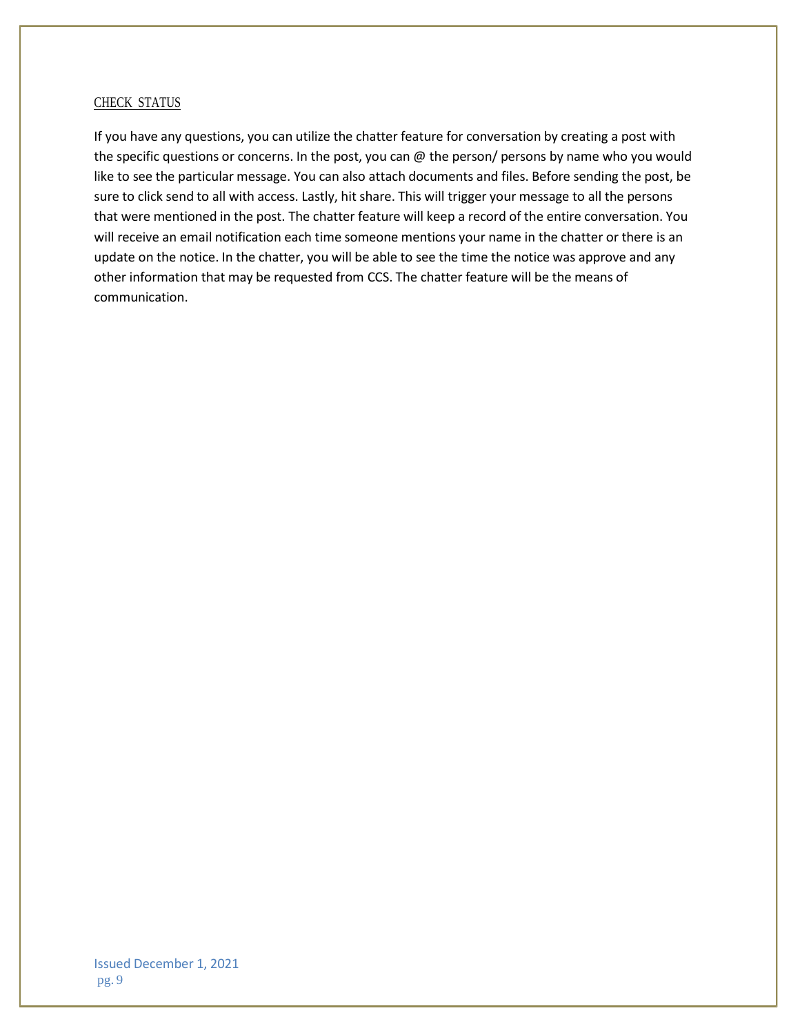## CHECK STATUS

If you have any questions, you can utilize the chatter feature for conversation by creating a post with the specific questions or concerns. In the post, you can @ the person/ persons by name who you would like to see the particular message. You can also attach documents and files. Before sending the post, be sure to click send to all with access. Lastly, hit share. This will trigger your message to all the persons that were mentioned in the post. The chatter feature will keep a record of the entire conversation. You will receive an email notification each time someone mentions your name in the chatter or there is an update on the notice. In the chatter, you will be able to see the time the notice was approve and any other information that may be requested from CCS. The chatter feature will be the means of communication.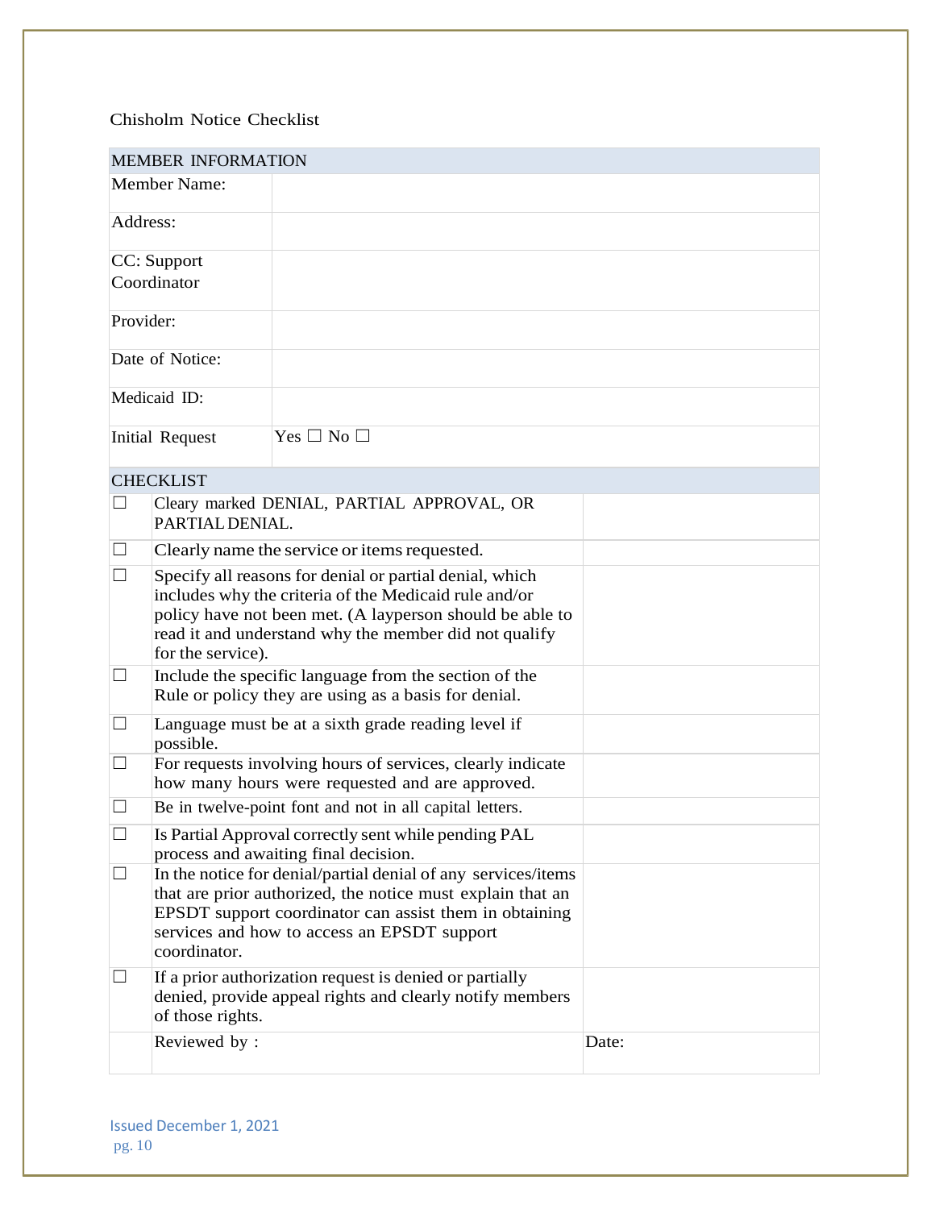Chisholm Notice Checklist

| MEMBER INFORMATION | |
|---|---|
| Member Name: | |
| Address: | |
| CC: Support Coordinator | |
| Provider: | |
| Date of Notice: | |
| Medicaid ID: | |
| Initial Request | Yes ☐ No ☐ |

| CHECKLIST | | |
|---|---|---|
| ☐ | Cleary marked DENIAL, PARTIAL APPROVAL, OR PARTIAL DENIAL. | |
| ☐ | Clearly name the service or items requested. | |
| ☐ | Specify all reasons for denial or partial denial, which includes why the criteria of the Medicaid rule and/or policy have not been met. (A layperson should be able to read it and understand why the member did not qualify for the service). | |
| ☐ | Include the specific language from the section of the Rule or policy they are using as a basis for denial. | |
| ☐ | Language must be at a sixth grade reading level if possible. | |
| ☐ | For requests involving hours of services, clearly indicate how many hours were requested and are approved. | |
| ☐ | Be in twelve-point font and not in all capital letters. | |
| ☐ | Is Partial Approval correctly sent while pending PAL process and awaiting final decision. | |
| ☐ | In the notice for denial/partial denial of any services/items that are prior authorized, the notice must explain that an EPSDT support coordinator can assist them in obtaining services and how to access an EPSDT support coordinator. | |
| ☐ | If a prior authorization request is denied or partially denied, provide appeal rights and clearly notify members of those rights. | |
| | Reviewed by : | Date: |

Issued December 1, 2021